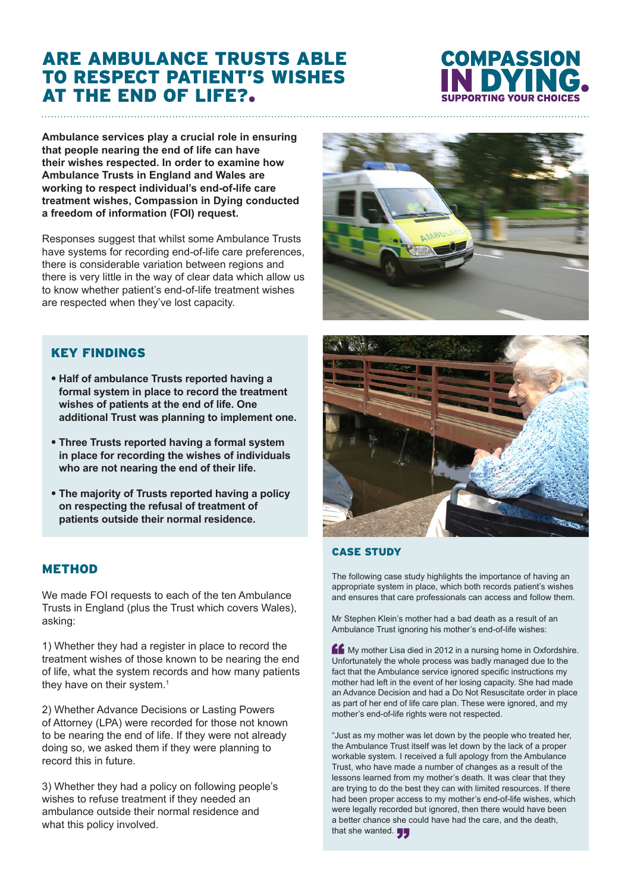# ARE AMBULANCE TRUSTS ABLE TO RESPECT PATIENT'S WISHES AT THE END OF LIFE?

COMPASSION IN DYING. SUPPORTING YOUR CHOICES

**Ambulance services play a crucial role in ensuring that people nearing the end of life can have their wishes respected. In order to examine how Ambulance Trusts in England and Wales are working to respect individual's end-of-life care treatment wishes, Compassion in Dying conducted a freedom of information (FOI) request.**

Responses suggest that whilst some Ambulance Trusts have systems for recording end-of-life care preferences, there is considerable variation between regions and there is very little in the way of clear data which allow us to know whether patient's end-of-life treatment wishes are respected when they've lost capacity.

## KEY FINDINGS

- **Half of ambulance Trusts reported having a formal system in place to record the treatment wishes of patients at the end of life. One additional Trust was planning to implement one.**
- **Three Trusts reported having a formal system in place for recording the wishes of individuals who are not nearing the end of their life.**
- **The majority of Trusts reported having a policy on respecting the refusal of treatment of patients outside their normal residence.**

## METHOD

We made FOI requests to each of the ten Ambulance Trusts in England (plus the Trust which covers Wales), asking:

1) Whether they had a register in place to record the treatment wishes of those known to be nearing the end of life, what the system records and how many patients they have on their system.[1]

2) Whether Advance Decisions or Lasting Powers of Attorney (LPA) were recorded for those not known to be nearing the end of life. If they were not already doing so, we asked them if they were planning to record this in future.

3) Whether they had a policy on following people's wishes to refuse treatment if they needed an ambulance outside their normal residence and what this policy involved.

## CASE STUDY

The following case study highlights the importance of having an appropriate system in place, which both records patient's wishes and ensures that care professionals can access and follow them.

Mr Stephen Klein's mother had a bad death as a result of an Ambulance Trust ignoring his mother's end-of-life wishes:

"My mother Lisa died in 2012 in a nursing home in Oxfordshire. Unfortunately the whole process was badly managed due to the fact that the Ambulance service ignored specific instructions my mother had left in the event of her losing capacity. She had made an Advance Decision and had a Do Not Resuscitate order in place as part of her end of life care plan. These were ignored, and my mother's end-of-life rights were not respected.

"Just as my mother was let down by the people who treated her, the Ambulance Trust itself was let down by the lack of a proper workable system. I received a full apology from the Ambulance Trust, who have made a number of changes as a result of the lessons learned from my mother's death. It was clear that they are trying to do the best they can with limited resources. If there had been proper access to my mother's end-of-life wishes, which were legally recorded but ignored, then there would have been a better chance she could have had the care, and the death, that she wanted."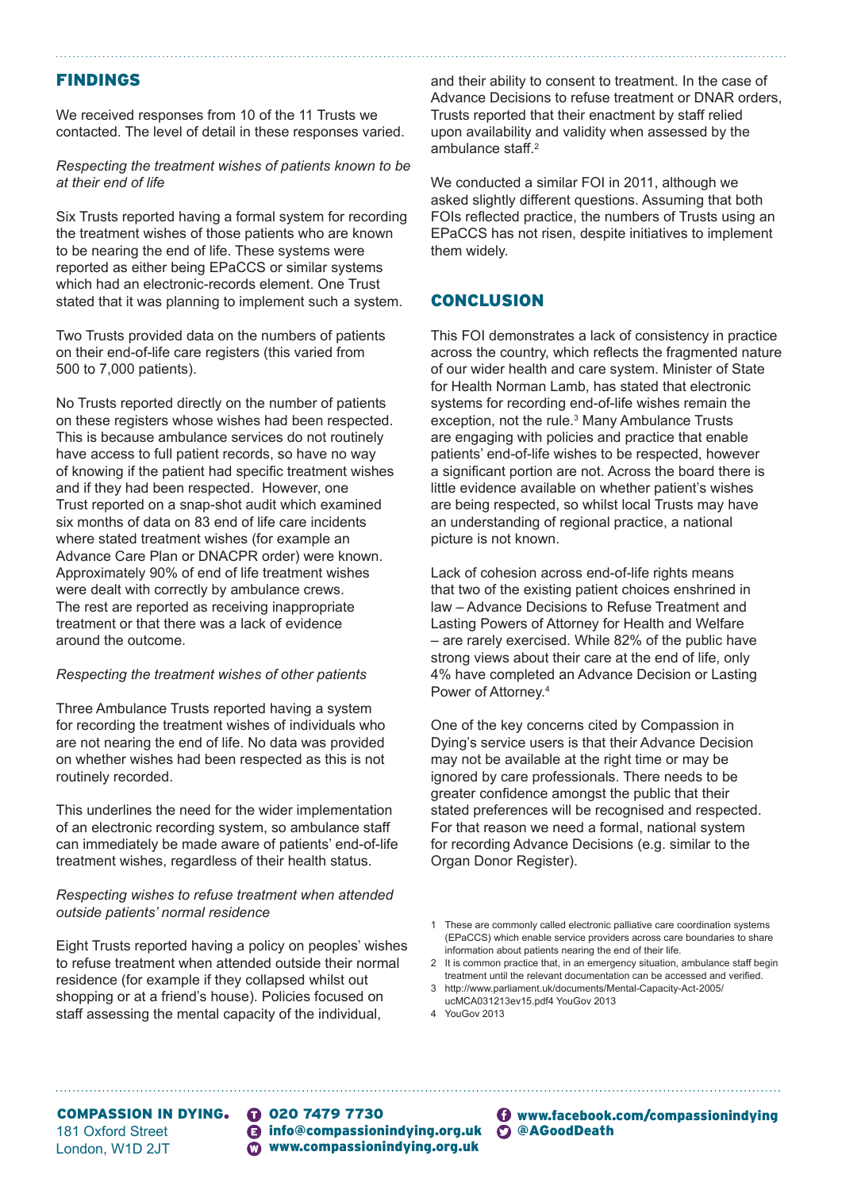## FINDINGS

We received responses from 10 of the 11 Trusts we contacted. The level of detail in these responses varied.

*Respecting the treatment wishes of patients known to be at their end of life*

Six Trusts reported having a formal system for recording the treatment wishes of those patients who are known to be nearing the end of life. These systems were reported as either being EPaCCS or similar systems which had an electronic-records element. One Trust stated that it was planning to implement such a system.

Two Trusts provided data on the numbers of patients on their end-of-life care registers (this varied from 500 to 7,000 patients).

No Trusts reported directly on the number of patients on these registers whose wishes had been respected. This is because ambulance services do not routinely have access to full patient records, so have no way of knowing if the patient had specific treatment wishes and if they had been respected. However, one Trust reported on a snap-shot audit which examined six months of data on 83 end of life care incidents where stated treatment wishes (for example an Advance Care Plan or DNACPR order) were known. Approximately 90% of end of life treatment wishes were dealt with correctly by ambulance crews. The rest are reported as receiving inappropriate treatment or that there was a lack of evidence around the outcome.

*Respecting the treatment wishes of other patients*

Three Ambulance Trusts reported having a system for recording the treatment wishes of individuals who are not nearing the end of life. No data was provided on whether wishes had been respected as this is not routinely recorded.

This underlines the need for the wider implementation of an electronic recording system, so ambulance staff can immediately be made aware of patients' end-of-life treatment wishes, regardless of their health status.

*Respecting wishes to refuse treatment when attended outside patients' normal residence*

Eight Trusts reported having a policy on peoples' wishes to refuse treatment when attended outside their normal residence (for example if they collapsed whilst out shopping or at a friend's house). Policies focused on staff assessing the mental capacity of the individual, and their ability to consent to treatment. In the case of Advance Decisions to refuse treatment or DNAR orders, Trusts reported that their enactment by staff relied upon availability and validity when assessed by the ambulance staff.[2]

We conducted a similar FOI in 2011, although we asked slightly different questions. Assuming that both FOIs reflected practice, the numbers of Trusts using an EPaCCS has not risen, despite initiatives to implement them widely.

## CONCLUSION

This FOI demonstrates a lack of consistency in practice across the country, which reflects the fragmented nature of our wider health and care system. Minister of State for Health Norman Lamb, has stated that electronic systems for recording end-of-life wishes remain the exception, not the rule.[3] Many Ambulance Trusts are engaging with policies and practice that enable patients' end-of-life wishes to be respected, however a significant portion are not. Across the board there is little evidence available on whether patient's wishes are being respected, so whilst local Trusts may have an understanding of regional practice, a national picture is not known.

Lack of cohesion across end-of-life rights means that two of the existing patient choices enshrined in law – Advance Decisions to Refuse Treatment and Lasting Powers of Attorney for Health and Welfare – are rarely exercised. While 82% of the public have strong views about their care at the end of life, only 4% have completed an Advance Decision or Lasting Power of Attorney.[4]

One of the key concerns cited by Compassion in Dying's service users is that their Advance Decision may not be available at the right time or may be ignored by care professionals. There needs to be greater confidence amongst the public that their stated preferences will be recognised and respected. For that reason we need a formal, national system for recording Advance Decisions (e.g. similar to the Organ Donor Register).

1 These are commonly called electronic palliative care coordination systems (EPaCCS) which enable service providers across care boundaries to share information about patients nearing the end of their life.
2 It is common practice that, in an emergency situation, ambulance staff begin treatment until the relevant documentation can be accessed and verified.
3 http://www.parliament.uk/documents/Mental-Capacity-Act-2005/ucMCA031213ev15.pdf4 YouGov 2013
4 YouGov 2013

**COMPASSION IN DYING.**
181 Oxford Street
London, W1D 2JT

020 7479 7730
info@compassionindying.org.uk
www.compassionindying.org.uk

www.facebook.com/compassionindying
@AGoodDeath